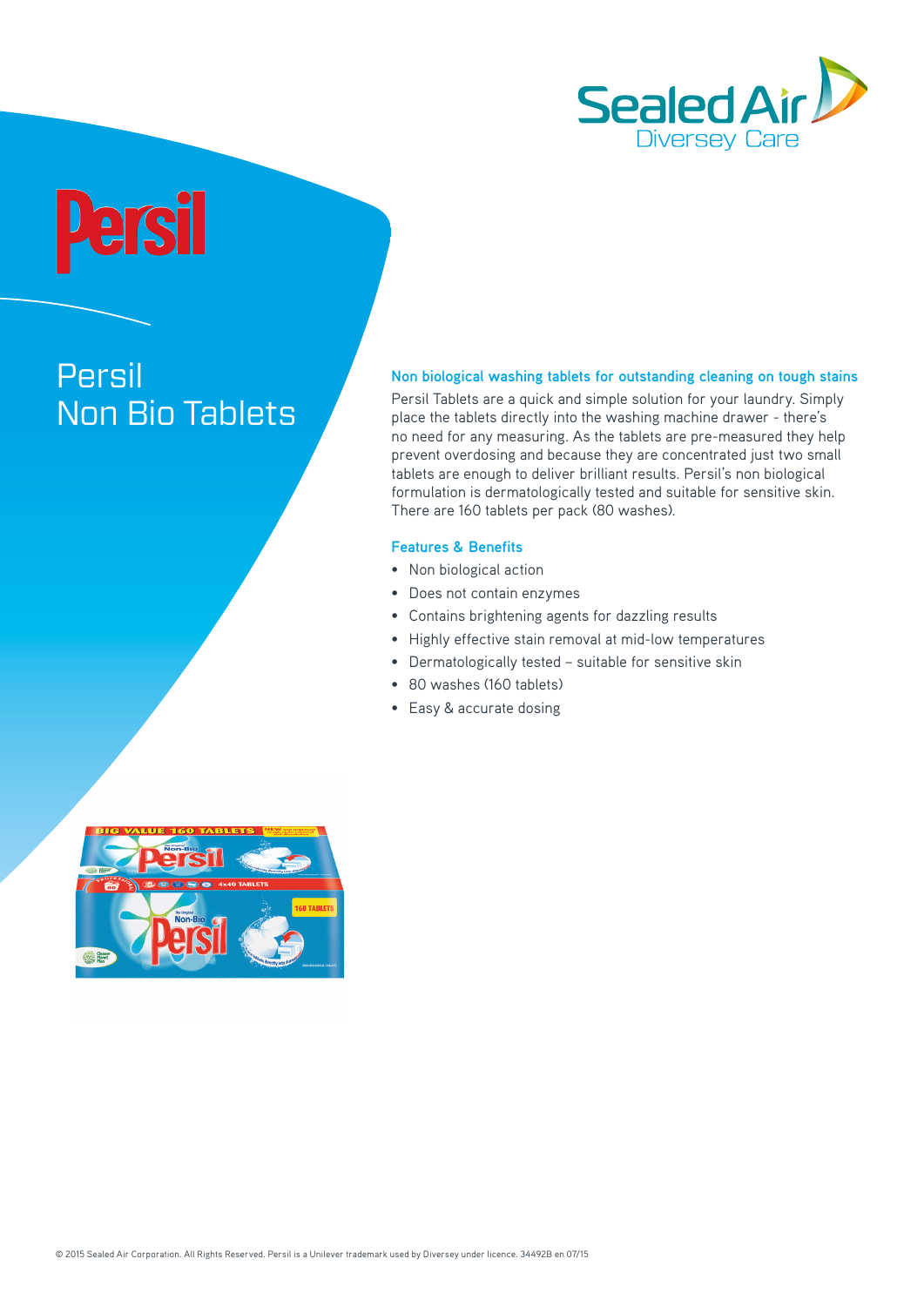# Persil Non Bio Tablets

## Non biological washing tablets for outstanding cleaning on tough stains

Persil Tablets are a quick and simple solution for your laundry. Simply place the tablets directly into the washing machine drawer - there's no need for any measuring. As the tablets are pre-measured they help prevent overdosing and because they are concentrated just two small tablets are enough to deliver brilliant results. Persil's non biological formulation is dermatologically tested and suitable for sensitive skin. There are 160 tablets per pack (80 washes).

## Features & Benefits

- Non biological action
- Does not contain enzymes
- Contains brightening agents for dazzling results
- Highly effective stain removal at mid-low temperatures
- Dermatologically tested – suitable for sensitive skin
- 80 washes (160 tablets)
- Easy & accurate dosing

© 2015 Sealed Air Corporation. All Rights Reserved. Persil is a Unilever trademark used by Diversey under licence. 34492B en 07/15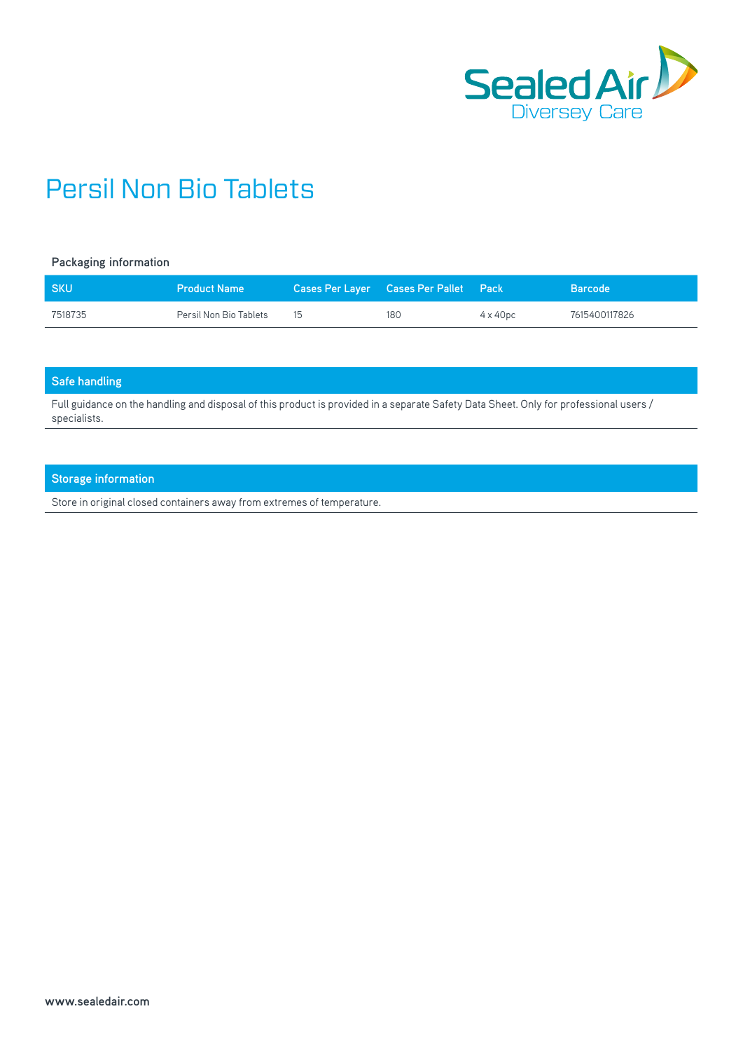# Persil Non Bio Tablets

**Packaging information**

| SKU | Product Name | Cases Per Layer | Cases Per Pallet | Pack | Barcode |
|---|---|---|---|---|---|
| 7518735 | Persil Non Bio Tablets | 15 | 180 | 4 x 40pc | 7615400117826 |

## Safe handling

Full guidance on the handling and disposal of this product is provided in a separate Safety Data Sheet. Only for professional users / specialists.

## Storage information

Store in original closed containers away from extremes of temperature.

www.sealedair.com